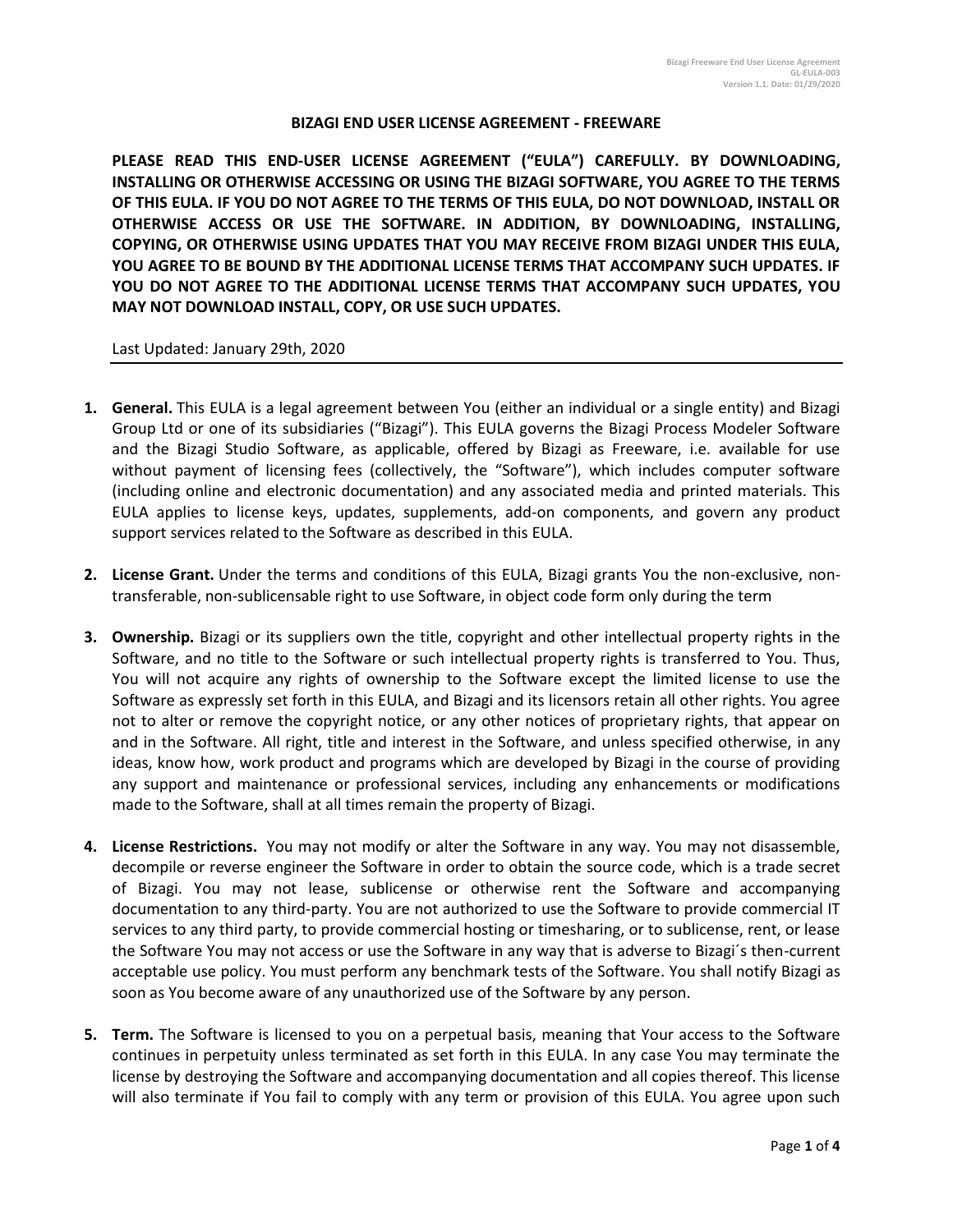# BIZAGI END USER LICENSE AGREEMENT - FREEWARE

**PLEASE READ THIS END-USER LICENSE AGREEMENT ("EULA") CAREFULLY. BY DOWNLOADING, INSTALLING OR OTHERWISE ACCESSING OR USING THE BIZAGI SOFTWARE, YOU AGREE TO THE TERMS OF THIS EULA. IF YOU DO NOT AGREE TO THE TERMS OF THIS EULA, DO NOT DOWNLOAD, INSTALL OR OTHERWISE ACCESS OR USE THE SOFTWARE. IN ADDITION, BY DOWNLOADING, INSTALLING, COPYING, OR OTHERWISE USING UPDATES THAT YOU MAY RECEIVE FROM BIZAGI UNDER THIS EULA, YOU AGREE TO BE BOUND BY THE ADDITIONAL LICENSE TERMS THAT ACCOMPANY SUCH UPDATES. IF YOU DO NOT AGREE TO THE ADDITIONAL LICENSE TERMS THAT ACCOMPANY SUCH UPDATES, YOU MAY NOT DOWNLOAD INSTALL, COPY, OR USE SUCH UPDATES.**

Last Updated: January 29th, 2020

---

1. **General.** This EULA is a legal agreement between You (either an individual or a single entity) and Bizagi Group Ltd or one of its subsidiaries ("Bizagi"). This EULA governs the Bizagi Process Modeler Software and the Bizagi Studio Software, as applicable, offered by Bizagi as Freeware, i.e. available for use without payment of licensing fees (collectively, the "Software"), which includes computer software (including online and electronic documentation) and any associated media and printed materials. This EULA applies to license keys, updates, supplements, add-on components, and govern any product support services related to the Software as described in this EULA.

2. **License Grant.** Under the terms and conditions of this EULA, Bizagi grants You the non-exclusive, non-transferable, non-sublicensable right to use Software, in object code form only during the term

3. **Ownership.** Bizagi or its suppliers own the title, copyright and other intellectual property rights in the Software, and no title to the Software or such intellectual property rights is transferred to You. Thus, You will not acquire any rights of ownership to the Software except the limited license to use the Software as expressly set forth in this EULA, and Bizagi and its licensors retain all other rights. You agree not to alter or remove the copyright notice, or any other notices of proprietary rights, that appear on and in the Software. All right, title and interest in the Software, and unless specified otherwise, in any ideas, know how, work product and programs which are developed by Bizagi in the course of providing any support and maintenance or professional services, including any enhancements or modifications made to the Software, shall at all times remain the property of Bizagi.

4. **License Restrictions.** You may not modify or alter the Software in any way. You may not disassemble, decompile or reverse engineer the Software in order to obtain the source code, which is a trade secret of Bizagi. You may not lease, sublicense or otherwise rent the Software and accompanying documentation to any third-party. You are not authorized to use the Software to provide commercial IT services to any third party, to provide commercial hosting or timesharing, or to sublicense, rent, or lease the Software You may not access or use the Software in any way that is adverse to Bizagi´s then-current acceptable use policy. You must perform any benchmark tests of the Software. You shall notify Bizagi as soon as You become aware of any unauthorized use of the Software by any person.

5. **Term.** The Software is licensed to you on a perpetual basis, meaning that Your access to the Software continues in perpetuity unless terminated as set forth in this EULA. In any case You may terminate the license by destroying the Software and accompanying documentation and all copies thereof. This license will also terminate if You fail to comply with any term or provision of this EULA. You agree upon such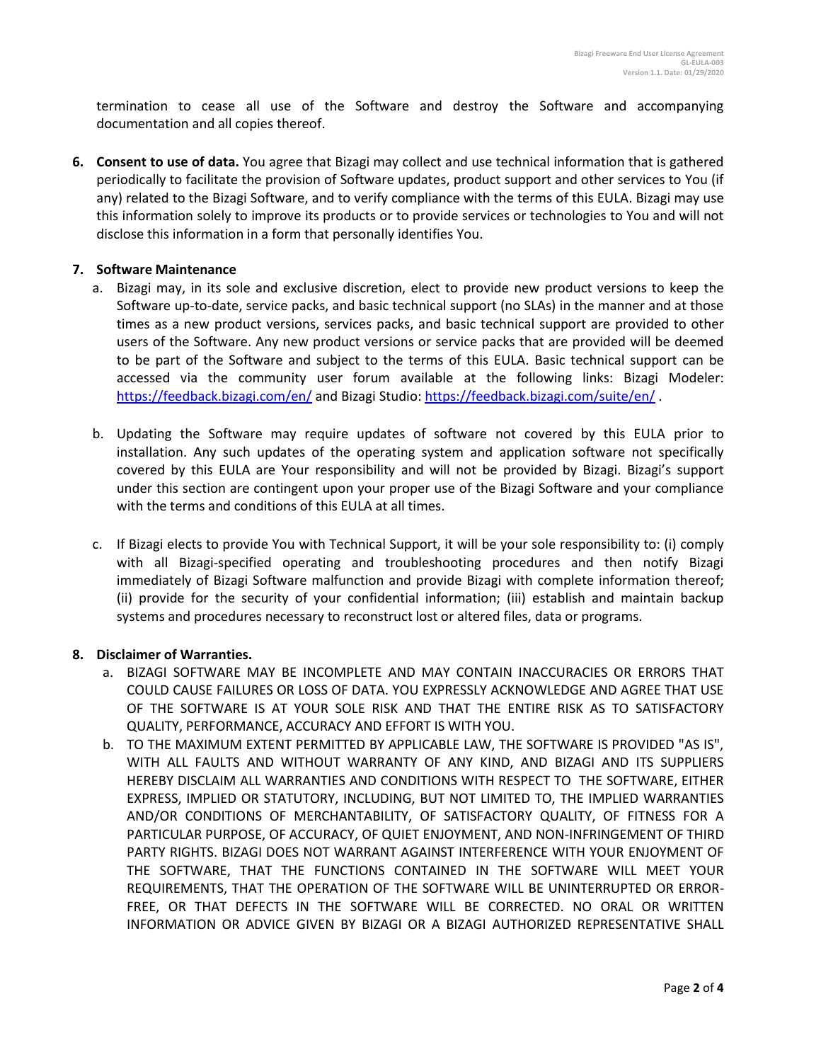termination to cease all use of the Software and destroy the Software and accompanying documentation and all copies thereof.

6. **Consent to use of data.** You agree that Bizagi may collect and use technical information that is gathered periodically to facilitate the provision of Software updates, product support and other services to You (if any) related to the Bizagi Software, and to verify compliance with the terms of this EULA. Bizagi may use this information solely to improve its products or to provide services or technologies to You and will not disclose this information in a form that personally identifies You.

7. **Software Maintenance**
   a. Bizagi may, in its sole and exclusive discretion, elect to provide new product versions to keep the Software up-to-date, service packs, and basic technical support (no SLAs) in the manner and at those times as a new product versions, services packs, and basic technical support are provided to other users of the Software. Any new product versions or service packs that are provided will be deemed to be part of the Software and subject to the terms of this EULA. Basic technical support can be accessed via the community user forum available at the following links: Bizagi Modeler: https://feedback.bizagi.com/en/ and Bizagi Studio: https://feedback.bizagi.com/suite/en/ .

   b. Updating the Software may require updates of software not covered by this EULA prior to installation. Any such updates of the operating system and application software not specifically covered by this EULA are Your responsibility and will not be provided by Bizagi. Bizagi's support under this section are contingent upon your proper use of the Bizagi Software and your compliance with the terms and conditions of this EULA at all times.

   c. If Bizagi elects to provide You with Technical Support, it will be your sole responsibility to: (i) comply with all Bizagi-specified operating and troubleshooting procedures and then notify Bizagi immediately of Bizagi Software malfunction and provide Bizagi with complete information thereof; (ii) provide for the security of your confidential information; (iii) establish and maintain backup systems and procedures necessary to reconstruct lost or altered files, data or programs.

8. **Disclaimer of Warranties.**
   a. BIZAGI SOFTWARE MAY BE INCOMPLETE AND MAY CONTAIN INACCURACIES OR ERRORS THAT COULD CAUSE FAILURES OR LOSS OF DATA. YOU EXPRESSLY ACKNOWLEDGE AND AGREE THAT USE OF THE SOFTWARE IS AT YOUR SOLE RISK AND THAT THE ENTIRE RISK AS TO SATISFACTORY QUALITY, PERFORMANCE, ACCURACY AND EFFORT IS WITH YOU.
   b. TO THE MAXIMUM EXTENT PERMITTED BY APPLICABLE LAW, THE SOFTWARE IS PROVIDED "AS IS", WITH ALL FAULTS AND WITHOUT WARRANTY OF ANY KIND, AND BIZAGI AND ITS SUPPLIERS HEREBY DISCLAIM ALL WARRANTIES AND CONDITIONS WITH RESPECT TO THE SOFTWARE, EITHER EXPRESS, IMPLIED OR STATUTORY, INCLUDING, BUT NOT LIMITED TO, THE IMPLIED WARRANTIES AND/OR CONDITIONS OF MERCHANTABILITY, OF SATISFACTORY QUALITY, OF FITNESS FOR A PARTICULAR PURPOSE, OF ACCURACY, OF QUIET ENJOYMENT, AND NON-INFRINGEMENT OF THIRD PARTY RIGHTS. BIZAGI DOES NOT WARRANT AGAINST INTERFERENCE WITH YOUR ENJOYMENT OF THE SOFTWARE, THAT THE FUNCTIONS CONTAINED IN THE SOFTWARE WILL MEET YOUR REQUIREMENTS, THAT THE OPERATION OF THE SOFTWARE WILL BE UNINTERRUPTED OR ERROR-FREE, OR THAT DEFECTS IN THE SOFTWARE WILL BE CORRECTED. NO ORAL OR WRITTEN INFORMATION OR ADVICE GIVEN BY BIZAGI OR A BIZAGI AUTHORIZED REPRESENTATIVE SHALL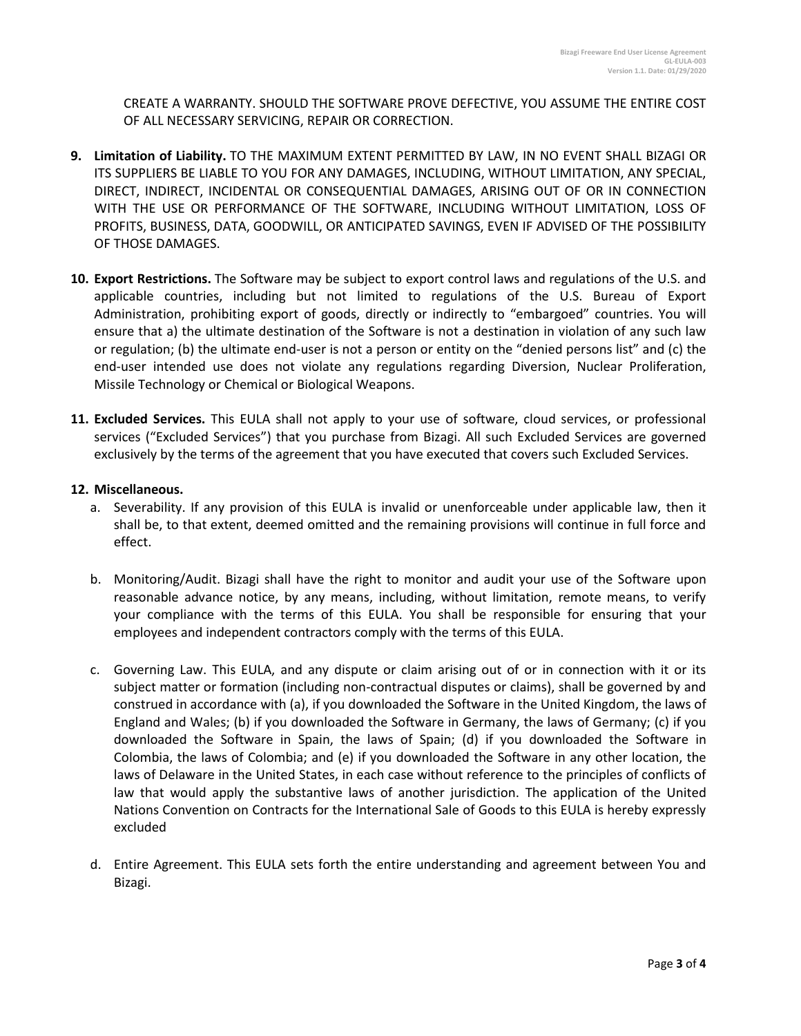CREATE A WARRANTY. SHOULD THE SOFTWARE PROVE DEFECTIVE, YOU ASSUME THE ENTIRE COST OF ALL NECESSARY SERVICING, REPAIR OR CORRECTION.

9. **Limitation of Liability.** TO THE MAXIMUM EXTENT PERMITTED BY LAW, IN NO EVENT SHALL BIZAGI OR ITS SUPPLIERS BE LIABLE TO YOU FOR ANY DAMAGES, INCLUDING, WITHOUT LIMITATION, ANY SPECIAL, DIRECT, INDIRECT, INCIDENTAL OR CONSEQUENTIAL DAMAGES, ARISING OUT OF OR IN CONNECTION WITH THE USE OR PERFORMANCE OF THE SOFTWARE, INCLUDING WITHOUT LIMITATION, LOSS OF PROFITS, BUSINESS, DATA, GOODWILL, OR ANTICIPATED SAVINGS, EVEN IF ADVISED OF THE POSSIBILITY OF THOSE DAMAGES.

10. **Export Restrictions.** The Software may be subject to export control laws and regulations of the U.S. and applicable countries, including but not limited to regulations of the U.S. Bureau of Export Administration, prohibiting export of goods, directly or indirectly to "embargoed" countries. You will ensure that a) the ultimate destination of the Software is not a destination in violation of any such law or regulation; (b) the ultimate end-user is not a person or entity on the "denied persons list" and (c) the end-user intended use does not violate any regulations regarding Diversion, Nuclear Proliferation, Missile Technology or Chemical or Biological Weapons.

11. **Excluded Services.** This EULA shall not apply to your use of software, cloud services, or professional services ("Excluded Services") that you purchase from Bizagi. All such Excluded Services are governed exclusively by the terms of the agreement that you have executed that covers such Excluded Services.

12. **Miscellaneous.**
    a. Severability. If any provision of this EULA is invalid or unenforceable under applicable law, then it shall be, to that extent, deemed omitted and the remaining provisions will continue in full force and effect.

    b. Monitoring/Audit. Bizagi shall have the right to monitor and audit your use of the Software upon reasonable advance notice, by any means, including, without limitation, remote means, to verify your compliance with the terms of this EULA. You shall be responsible for ensuring that your employees and independent contractors comply with the terms of this EULA.

    c. Governing Law. This EULA, and any dispute or claim arising out of or in connection with it or its subject matter or formation (including non-contractual disputes or claims), shall be governed by and construed in accordance with (a), if you downloaded the Software in the United Kingdom, the laws of England and Wales; (b) if you downloaded the Software in Germany, the laws of Germany; (c) if you downloaded the Software in Spain, the laws of Spain; (d) if you downloaded the Software in Colombia, the laws of Colombia; and (e) if you downloaded the Software in any other location, the laws of Delaware in the United States, in each case without reference to the principles of conflicts of law that would apply the substantive laws of another jurisdiction. The application of the United Nations Convention on Contracts for the International Sale of Goods to this EULA is hereby expressly excluded

    d. Entire Agreement. This EULA sets forth the entire understanding and agreement between You and Bizagi.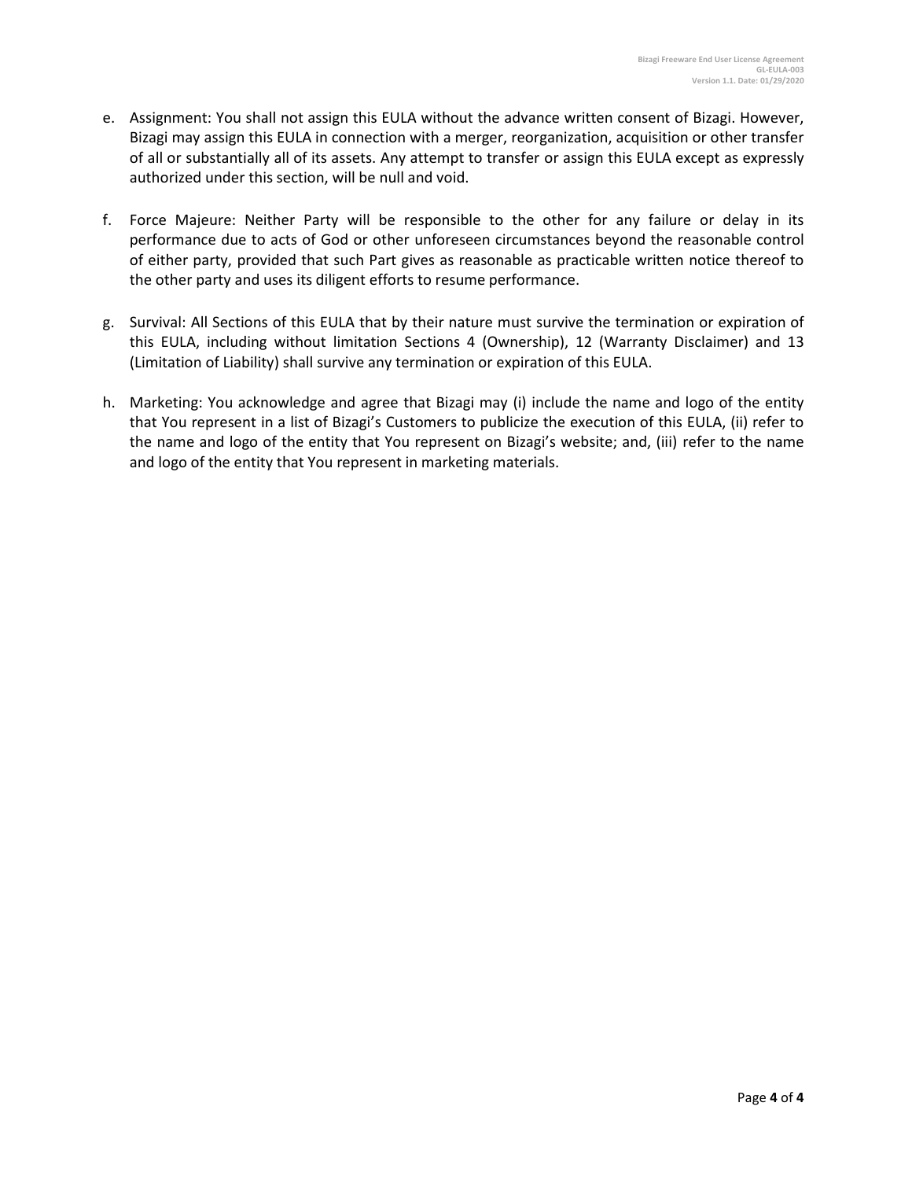e. Assignment: You shall not assign this EULA without the advance written consent of Bizagi. However, Bizagi may assign this EULA in connection with a merger, reorganization, acquisition or other transfer of all or substantially all of its assets. Any attempt to transfer or assign this EULA except as expressly authorized under this section, will be null and void.

f. Force Majeure: Neither Party will be responsible to the other for any failure or delay in its performance due to acts of God or other unforeseen circumstances beyond the reasonable control of either party, provided that such Part gives as reasonable as practicable written notice thereof to the other party and uses its diligent efforts to resume performance.

g. Survival: All Sections of this EULA that by their nature must survive the termination or expiration of this EULA, including without limitation Sections 4 (Ownership), 12 (Warranty Disclaimer) and 13 (Limitation of Liability) shall survive any termination or expiration of this EULA.

h. Marketing: You acknowledge and agree that Bizagi may (i) include the name and logo of the entity that You represent in a list of Bizagi's Customers to publicize the execution of this EULA, (ii) refer to the name and logo of the entity that You represent on Bizagi's website; and, (iii) refer to the name and logo of the entity that You represent in marketing materials.